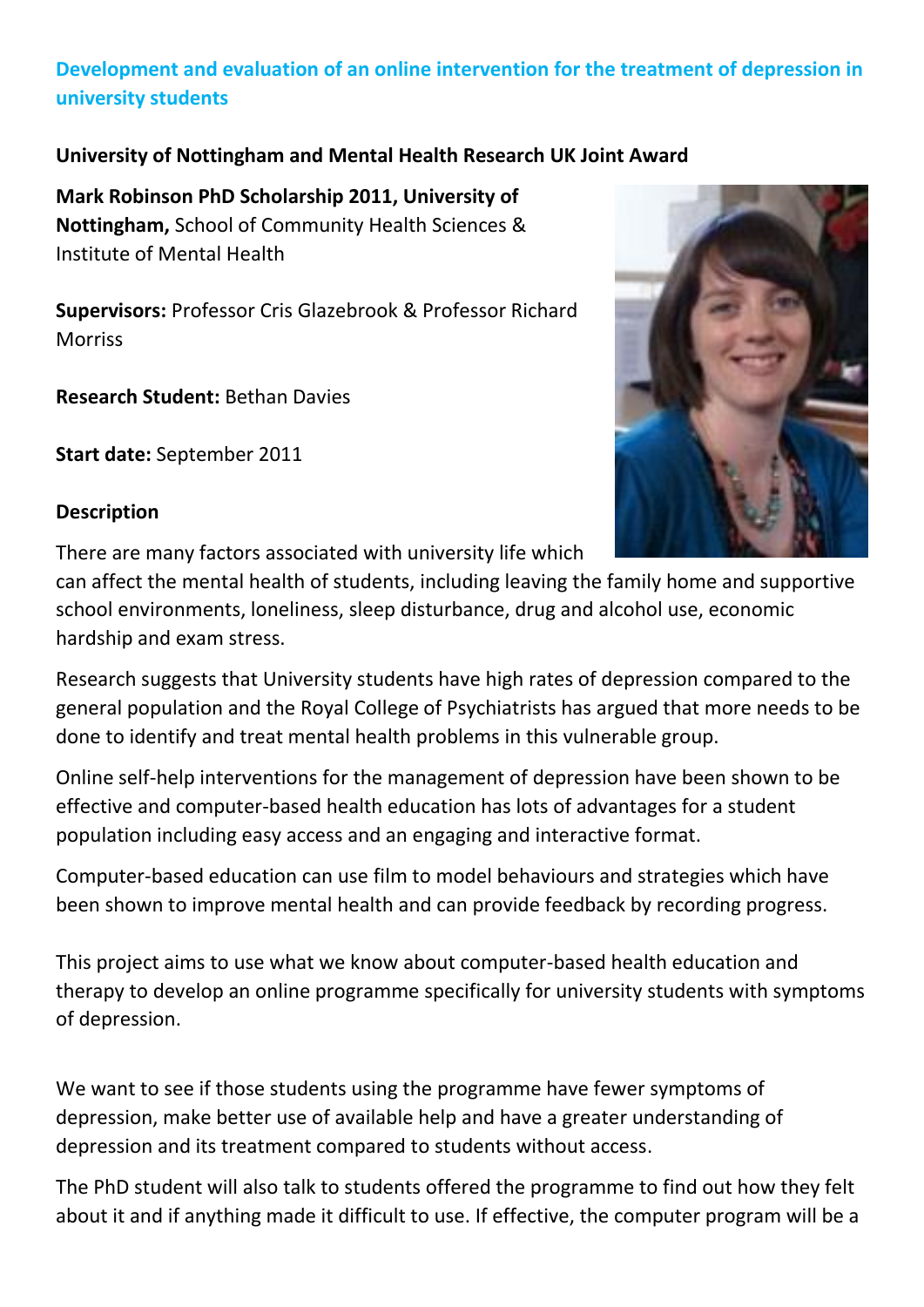## Development and evaluation of an online intervention for the treatment of depression in university students

**University of Nottingham and Mental Health Research UK Joint Award**

**Mark Robinson PhD Scholarship 2011, University of Nottingham,** School of Community Health Sciences & Institute of Mental Health

**Supervisors:** Professor Cris Glazebrook & Professor Richard Morriss

**Research Student:** Bethan Davies

**Start date:** September 2011

**Description**

There are many factors associated with university life which can affect the mental health of students, including leaving the family home and supportive school environments, loneliness, sleep disturbance, drug and alcohol use, economic hardship and exam stress.

Research suggests that University students have high rates of depression compared to the general population and the Royal College of Psychiatrists has argued that more needs to be done to identify and treat mental health problems in this vulnerable group.

Online self-help interventions for the management of depression have been shown to be effective and computer-based health education has lots of advantages for a student population including easy access and an engaging and interactive format.

Computer-based education can use film to model behaviours and strategies which have been shown to improve mental health and can provide feedback by recording progress.

This project aims to use what we know about computer-based health education and therapy to develop an online programme specifically for university students with symptoms of depression.

We want to see if those students using the programme have fewer symptoms of depression, make better use of available help and have a greater understanding of depression and its treatment compared to students without access.

The PhD student will also talk to students offered the programme to find out how they felt about it and if anything made it difficult to use. If effective, the computer program will be a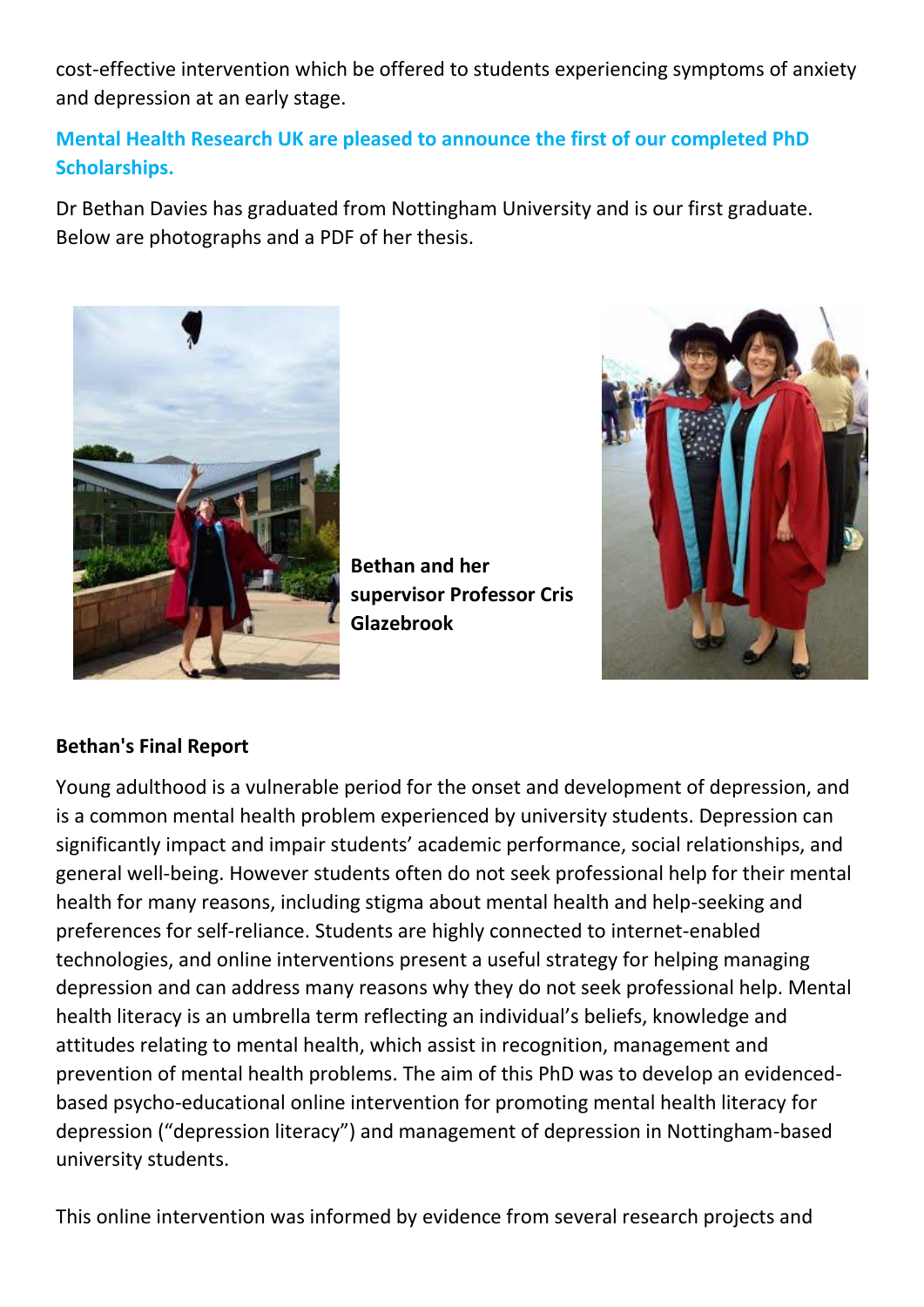cost-effective intervention which be offered to students experiencing symptoms of anxiety and depression at an early stage.

**Mental Health Research UK are pleased to announce the first of our completed PhD Scholarships.**

Dr Bethan Davies has graduated from Nottingham University and is our first graduate. Below are photographs and a PDF of her thesis.

**Bethan and her supervisor Professor Cris Glazebrook**

**Bethan's Final Report**

Young adulthood is a vulnerable period for the onset and development of depression, and is a common mental health problem experienced by university students. Depression can significantly impact and impair students' academic performance, social relationships, and general well-being. However students often do not seek professional help for their mental health for many reasons, including stigma about mental health and help-seeking and preferences for self-reliance. Students are highly connected to internet-enabled technologies, and online interventions present a useful strategy for helping managing depression and can address many reasons why they do not seek professional help. Mental health literacy is an umbrella term reflecting an individual's beliefs, knowledge and attitudes relating to mental health, which assist in recognition, management and prevention of mental health problems. The aim of this PhD was to develop an evidenced-based psycho-educational online intervention for promoting mental health literacy for depression ("depression literacy") and management of depression in Nottingham-based university students.

This online intervention was informed by evidence from several research projects and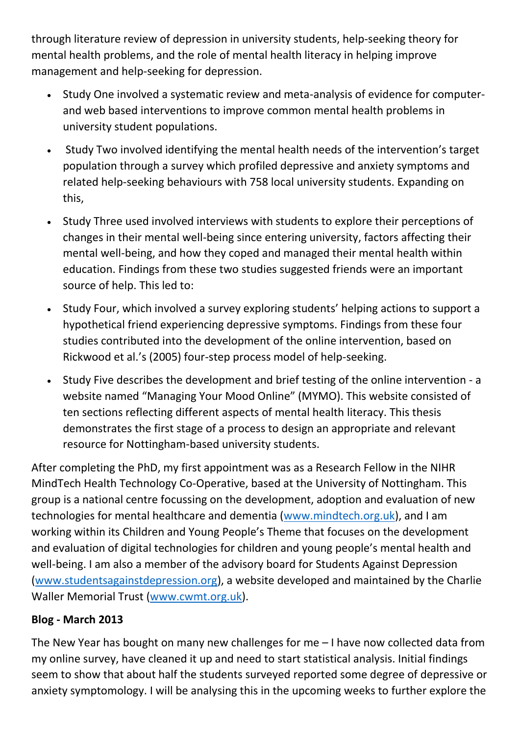through literature review of depression in university students, help-seeking theory for mental health problems, and the role of mental health literacy in helping improve management and help-seeking for depression.

- Study One involved a systematic review and meta-analysis of evidence for computer- and web based interventions to improve common mental health problems in university student populations.
- Study Two involved identifying the mental health needs of the intervention's target population through a survey which profiled depressive and anxiety symptoms and related help-seeking behaviours with 758 local university students. Expanding on this,
- Study Three used involved interviews with students to explore their perceptions of changes in their mental well-being since entering university, factors affecting their mental well-being, and how they coped and managed their mental health within education. Findings from these two studies suggested friends were an important source of help. This led to:
- Study Four, which involved a survey exploring students' helping actions to support a hypothetical friend experiencing depressive symptoms. Findings from these four studies contributed into the development of the online intervention, based on Rickwood et al.'s (2005) four-step process model of help-seeking.
- Study Five describes the development and brief testing of the online intervention - a website named "Managing Your Mood Online" (MYMO). This website consisted of ten sections reflecting different aspects of mental health literacy. This thesis demonstrates the first stage of a process to design an appropriate and relevant resource for Nottingham-based university students.

After completing the PhD, my first appointment was as a Research Fellow in the NIHR MindTech Health Technology Co-Operative, based at the University of Nottingham. This group is a national centre focussing on the development, adoption and evaluation of new technologies for mental healthcare and dementia (www.mindtech.org.uk), and I am working within its Children and Young People's Theme that focuses on the development and evaluation of digital technologies for children and young people's mental health and well-being. I am also a member of the advisory board for Students Against Depression (www.studentsagainstdepression.org), a website developed and maintained by the Charlie Waller Memorial Trust (www.cwmt.org.uk).

**Blog - March 2013**

The New Year has bought on many new challenges for me – I have now collected data from my online survey, have cleaned it up and need to start statistical analysis. Initial findings seem to show that about half the students surveyed reported some degree of depressive or anxiety symptomology. I will be analysing this in the upcoming weeks to further explore the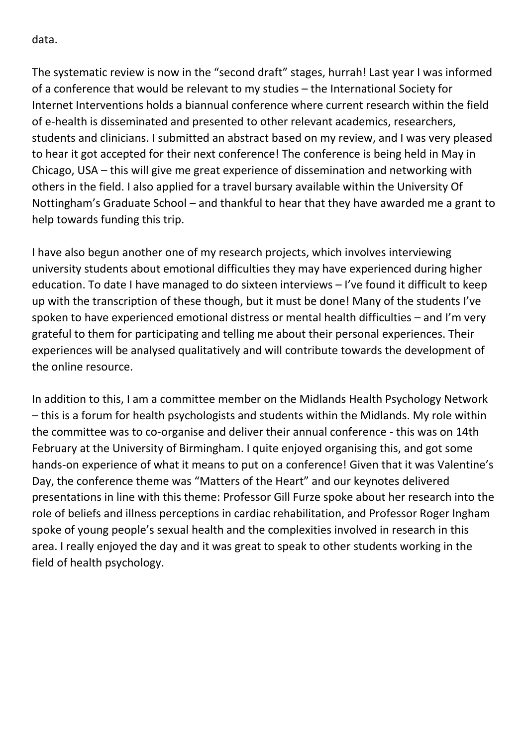data.

The systematic review is now in the "second draft" stages, hurrah! Last year I was informed of a conference that would be relevant to my studies – the International Society for Internet Interventions holds a biannual conference where current research within the field of e-health is disseminated and presented to other relevant academics, researchers, students and clinicians. I submitted an abstract based on my review, and I was very pleased to hear it got accepted for their next conference! The conference is being held in May in Chicago, USA – this will give me great experience of dissemination and networking with others in the field. I also applied for a travel bursary available within the University Of Nottingham's Graduate School – and thankful to hear that they have awarded me a grant to help towards funding this trip.

I have also begun another one of my research projects, which involves interviewing university students about emotional difficulties they may have experienced during higher education. To date I have managed to do sixteen interviews – I've found it difficult to keep up with the transcription of these though, but it must be done! Many of the students I've spoken to have experienced emotional distress or mental health difficulties – and I'm very grateful to them for participating and telling me about their personal experiences. Their experiences will be analysed qualitatively and will contribute towards the development of the online resource.

In addition to this, I am a committee member on the Midlands Health Psychology Network – this is a forum for health psychologists and students within the Midlands. My role within the committee was to co-organise and deliver their annual conference - this was on 14th February at the University of Birmingham. I quite enjoyed organising this, and got some hands-on experience of what it means to put on a conference! Given that it was Valentine's Day, the conference theme was "Matters of the Heart" and our keynotes delivered presentations in line with this theme: Professor Gill Furze spoke about her research into the role of beliefs and illness perceptions in cardiac rehabilitation, and Professor Roger Ingham spoke of young people's sexual health and the complexities involved in research in this area. I really enjoyed the day and it was great to speak to other students working in the field of health psychology.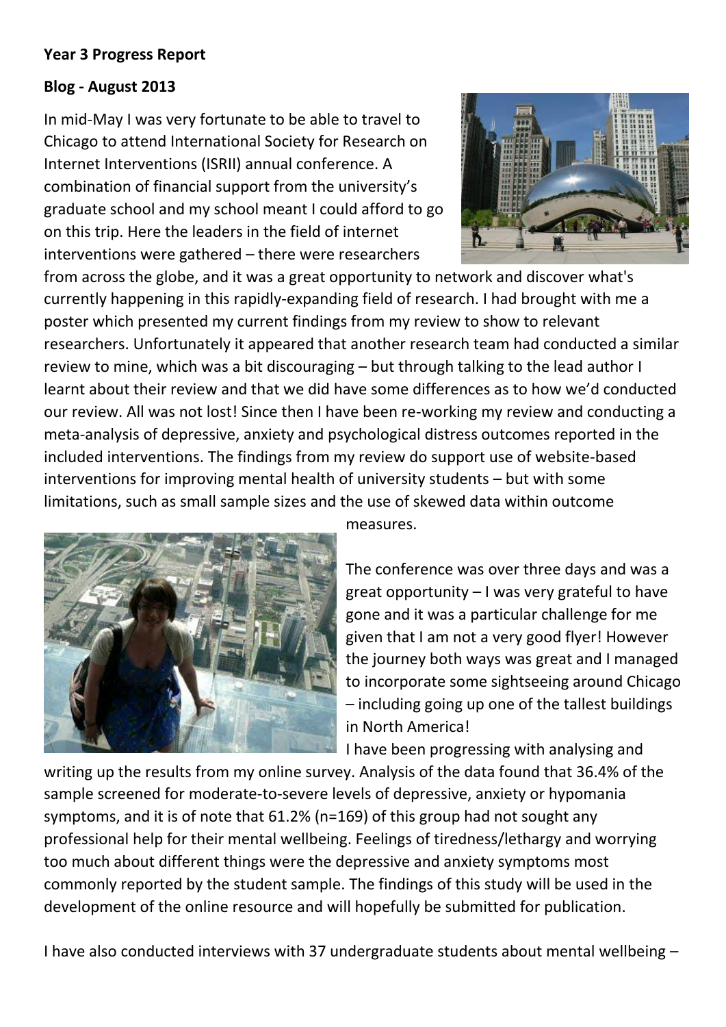**Year 3 Progress Report**

**Blog - August 2013**

In mid-May I was very fortunate to be able to travel to Chicago to attend International Society for Research on Internet Interventions (ISRII) annual conference. A combination of financial support from the university's graduate school and my school meant I could afford to go on this trip. Here the leaders in the field of internet interventions were gathered – there were researchers from across the globe, and it was a great opportunity to network and discover what's currently happening in this rapidly-expanding field of research. I had brought with me a poster which presented my current findings from my review to show to relevant researchers. Unfortunately it appeared that another research team had conducted a similar review to mine, which was a bit discouraging – but through talking to the lead author I learnt about their review and that we did have some differences as to how we'd conducted our review. All was not lost! Since then I have been re-working my review and conducting a meta-analysis of depressive, anxiety and psychological distress outcomes reported in the included interventions. The findings from my review do support use of website-based interventions for improving mental health of university students – but with some limitations, such as small sample sizes and the use of skewed data within outcome measures.

The conference was over three days and was a great opportunity – I was very grateful to have gone and it was a particular challenge for me given that I am not a very good flyer! However the journey both ways was great and I managed to incorporate some sightseeing around Chicago – including going up one of the tallest buildings in North America!

I have been progressing with analysing and writing up the results from my online survey. Analysis of the data found that 36.4% of the sample screened for moderate-to-severe levels of depressive, anxiety or hypomania symptoms, and it is of note that 61.2% (n=169) of this group had not sought any professional help for their mental wellbeing. Feelings of tiredness/lethargy and worrying too much about different things were the depressive and anxiety symptoms most commonly reported by the student sample. The findings of this study will be used in the development of the online resource and will hopefully be submitted for publication.

I have also conducted interviews with 37 undergraduate students about mental wellbeing –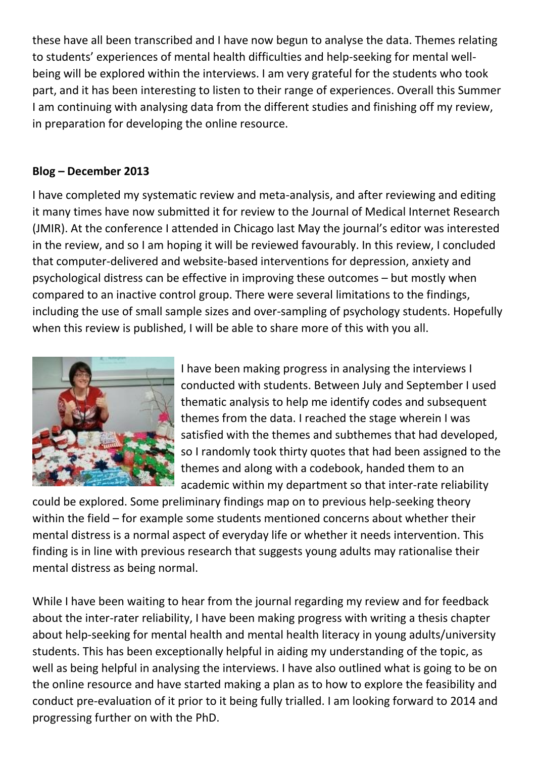these have all been transcribed and I have now begun to analyse the data. Themes relating to students' experiences of mental health difficulties and help-seeking for mental well-being will be explored within the interviews. I am very grateful for the students who took part, and it has been interesting to listen to their range of experiences. Overall this Summer I am continuing with analysing data from the different studies and finishing off my review, in preparation for developing the online resource.

**Blog – December 2013**

I have completed my systematic review and meta-analysis, and after reviewing and editing it many times have now submitted it for review to the Journal of Medical Internet Research (JMIR). At the conference I attended in Chicago last May the journal's editor was interested in the review, and so I am hoping it will be reviewed favourably. In this review, I concluded that computer-delivered and website-based interventions for depression, anxiety and psychological distress can be effective in improving these outcomes – but mostly when compared to an inactive control group. There were several limitations to the findings, including the use of small sample sizes and over-sampling of psychology students. Hopefully when this review is published, I will be able to share more of this with you all.

I have been making progress in analysing the interviews I conducted with students. Between July and September I used thematic analysis to help me identify codes and subsequent themes from the data. I reached the stage wherein I was satisfied with the themes and subthemes that had developed, so I randomly took thirty quotes that had been assigned to the themes and along with a codebook, handed them to an academic within my department so that inter-rate reliability could be explored. Some preliminary findings map on to previous help-seeking theory within the field – for example some students mentioned concerns about whether their mental distress is a normal aspect of everyday life or whether it needs intervention. This finding is in line with previous research that suggests young adults may rationalise their mental distress as being normal.

While I have been waiting to hear from the journal regarding my review and for feedback about the inter-rater reliability, I have been making progress with writing a thesis chapter about help-seeking for mental health and mental health literacy in young adults/university students. This has been exceptionally helpful in aiding my understanding of the topic, as well as being helpful in analysing the interviews. I have also outlined what is going to be on the online resource and have started making a plan as to how to explore the feasibility and conduct pre-evaluation of it prior to it being fully trialled. I am looking forward to 2014 and progressing further on with the PhD.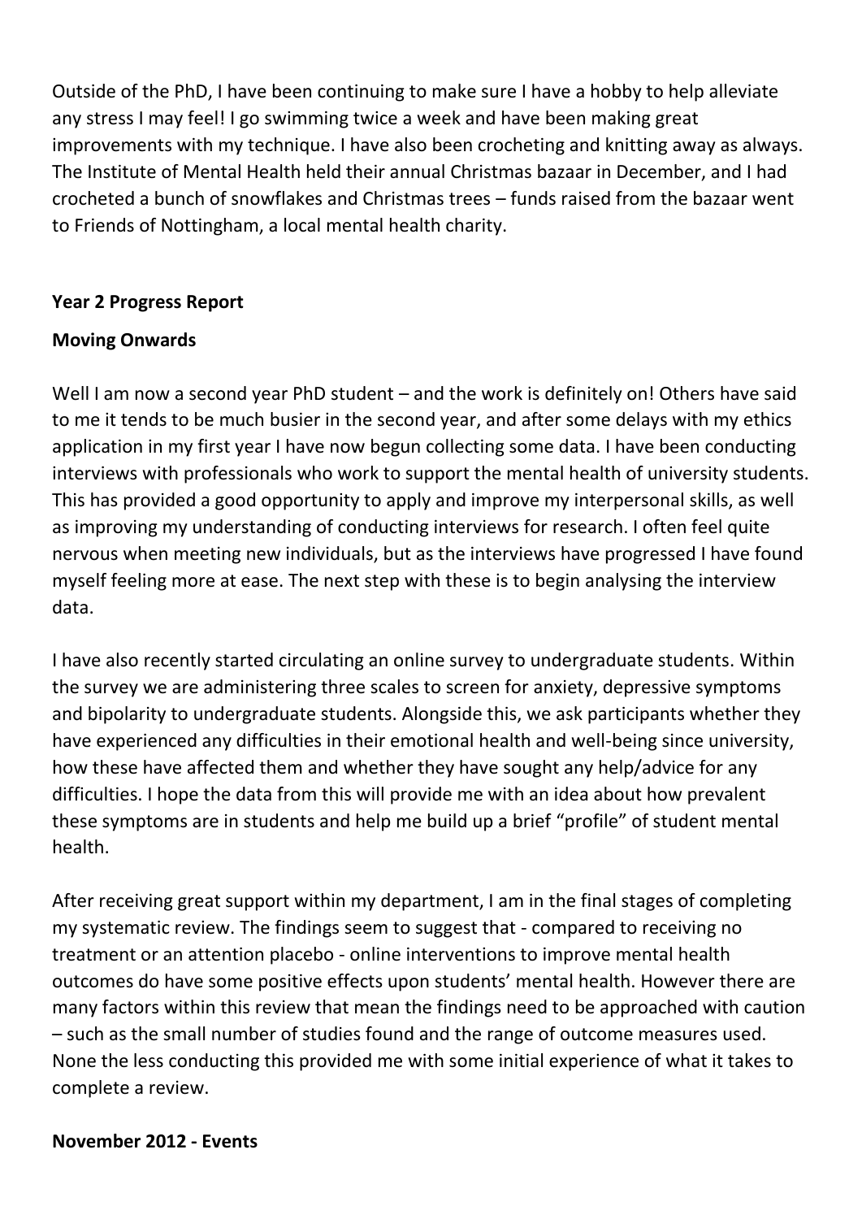Outside of the PhD, I have been continuing to make sure I have a hobby to help alleviate any stress I may feel! I go swimming twice a week and have been making great improvements with my technique. I have also been crocheting and knitting away as always. The Institute of Mental Health held their annual Christmas bazaar in December, and I had crocheted a bunch of snowflakes and Christmas trees – funds raised from the bazaar went to Friends of Nottingham, a local mental health charity.

**Year 2 Progress Report**

**Moving Onwards**

Well I am now a second year PhD student – and the work is definitely on! Others have said to me it tends to be much busier in the second year, and after some delays with my ethics application in my first year I have now begun collecting some data. I have been conducting interviews with professionals who work to support the mental health of university students. This has provided a good opportunity to apply and improve my interpersonal skills, as well as improving my understanding of conducting interviews for research. I often feel quite nervous when meeting new individuals, but as the interviews have progressed I have found myself feeling more at ease. The next step with these is to begin analysing the interview data.

I have also recently started circulating an online survey to undergraduate students. Within the survey we are administering three scales to screen for anxiety, depressive symptoms and bipolarity to undergraduate students. Alongside this, we ask participants whether they have experienced any difficulties in their emotional health and well-being since university, how these have affected them and whether they have sought any help/advice for any difficulties. I hope the data from this will provide me with an idea about how prevalent these symptoms are in students and help me build up a brief "profile" of student mental health.

After receiving great support within my department, I am in the final stages of completing my systematic review. The findings seem to suggest that - compared to receiving no treatment or an attention placebo - online interventions to improve mental health outcomes do have some positive effects upon students' mental health. However there are many factors within this review that mean the findings need to be approached with caution – such as the small number of studies found and the range of outcome measures used. None the less conducting this provided me with some initial experience of what it takes to complete a review.

**November 2012 - Events**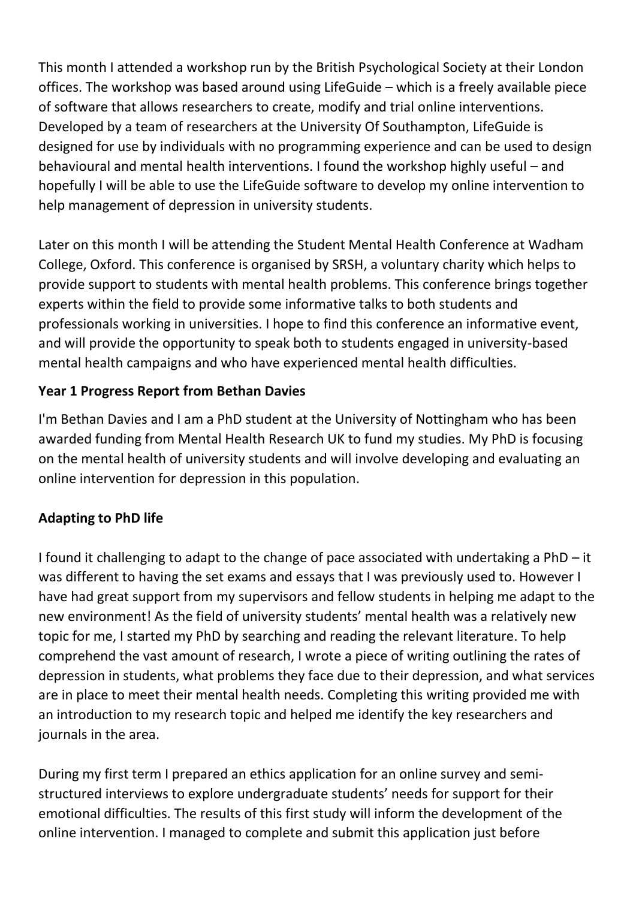This month I attended a workshop run by the British Psychological Society at their London offices. The workshop was based around using LifeGuide – which is a freely available piece of software that allows researchers to create, modify and trial online interventions. Developed by a team of researchers at the University Of Southampton, LifeGuide is designed for use by individuals with no programming experience and can be used to design behavioural and mental health interventions. I found the workshop highly useful – and hopefully I will be able to use the LifeGuide software to develop my online intervention to help management of depression in university students.

Later on this month I will be attending the Student Mental Health Conference at Wadham College, Oxford. This conference is organised by SRSH, a voluntary charity which helps to provide support to students with mental health problems. This conference brings together experts within the field to provide some informative talks to both students and professionals working in universities. I hope to find this conference an informative event, and will provide the opportunity to speak both to students engaged in university-based mental health campaigns and who have experienced mental health difficulties.

**Year 1 Progress Report from Bethan Davies**

I'm Bethan Davies and I am a PhD student at the University of Nottingham who has been awarded funding from Mental Health Research UK to fund my studies. My PhD is focusing on the mental health of university students and will involve developing and evaluating an online intervention for depression in this population.

**Adapting to PhD life**

I found it challenging to adapt to the change of pace associated with undertaking a PhD – it was different to having the set exams and essays that I was previously used to. However I have had great support from my supervisors and fellow students in helping me adapt to the new environment! As the field of university students' mental health was a relatively new topic for me, I started my PhD by searching and reading the relevant literature. To help comprehend the vast amount of research, I wrote a piece of writing outlining the rates of depression in students, what problems they face due to their depression, and what services are in place to meet their mental health needs. Completing this writing provided me with an introduction to my research topic and helped me identify the key researchers and journals in the area.

During my first term I prepared an ethics application for an online survey and semi-structured interviews to explore undergraduate students' needs for support for their emotional difficulties. The results of this first study will inform the development of the online intervention. I managed to complete and submit this application just before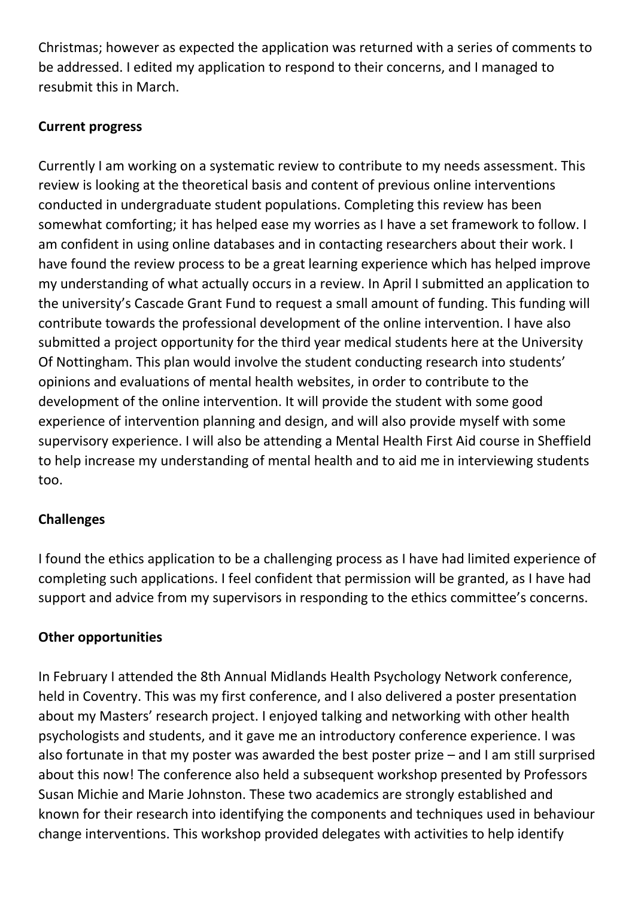Christmas; however as expected the application was returned with a series of comments to be addressed. I edited my application to respond to their concerns, and I managed to resubmit this in March.

**Current progress**

Currently I am working on a systematic review to contribute to my needs assessment. This review is looking at the theoretical basis and content of previous online interventions conducted in undergraduate student populations. Completing this review has been somewhat comforting; it has helped ease my worries as I have a set framework to follow. I am confident in using online databases and in contacting researchers about their work. I have found the review process to be a great learning experience which has helped improve my understanding of what actually occurs in a review. In April I submitted an application to the university's Cascade Grant Fund to request a small amount of funding. This funding will contribute towards the professional development of the online intervention. I have also submitted a project opportunity for the third year medical students here at the University Of Nottingham. This plan would involve the student conducting research into students' opinions and evaluations of mental health websites, in order to contribute to the development of the online intervention. It will provide the student with some good experience of intervention planning and design, and will also provide myself with some supervisory experience. I will also be attending a Mental Health First Aid course in Sheffield to help increase my understanding of mental health and to aid me in interviewing students too.

**Challenges**

I found the ethics application to be a challenging process as I have had limited experience of completing such applications. I feel confident that permission will be granted, as I have had support and advice from my supervisors in responding to the ethics committee's concerns.

**Other opportunities**

In February I attended the 8th Annual Midlands Health Psychology Network conference, held in Coventry. This was my first conference, and I also delivered a poster presentation about my Masters' research project. I enjoyed talking and networking with other health psychologists and students, and it gave me an introductory conference experience. I was also fortunate in that my poster was awarded the best poster prize – and I am still surprised about this now! The conference also held a subsequent workshop presented by Professors Susan Michie and Marie Johnston. These two academics are strongly established and known for their research into identifying the components and techniques used in behaviour change interventions. This workshop provided delegates with activities to help identify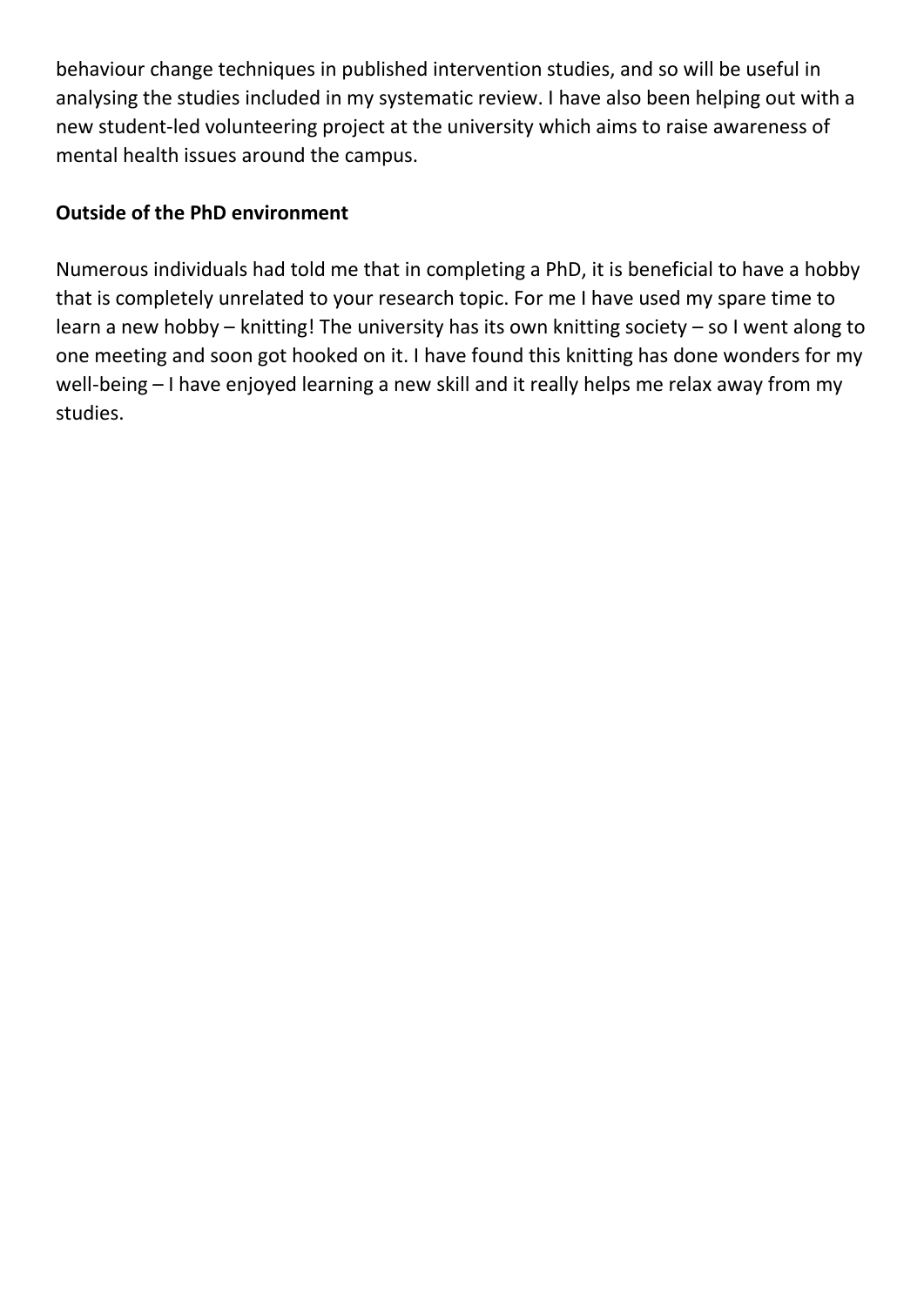behaviour change techniques in published intervention studies, and so will be useful in analysing the studies included in my systematic review. I have also been helping out with a new student-led volunteering project at the university which aims to raise awareness of mental health issues around the campus.

**Outside of the PhD environment**

Numerous individuals had told me that in completing a PhD, it is beneficial to have a hobby that is completely unrelated to your research topic. For me I have used my spare time to learn a new hobby – knitting! The university has its own knitting society – so I went along to one meeting and soon got hooked on it. I have found this knitting has done wonders for my well-being – I have enjoyed learning a new skill and it really helps me relax away from my studies.